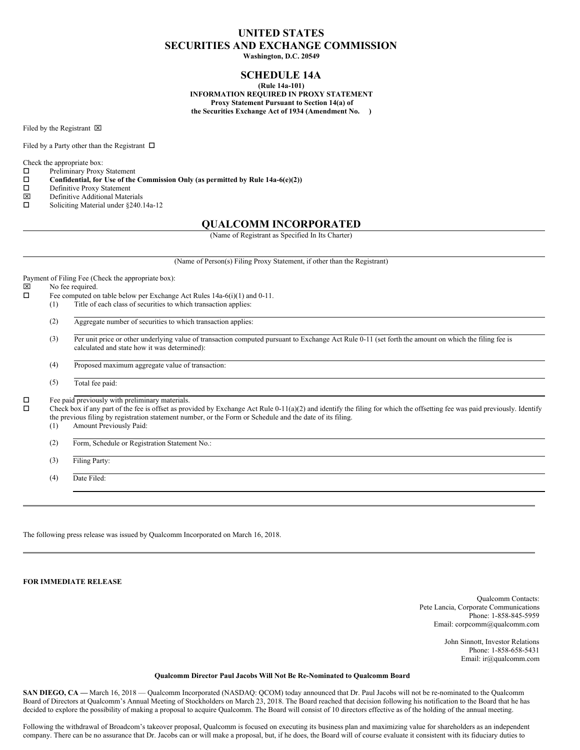# UNITED STATES
# SECURITIES AND EXCHANGE COMMISSION

**Washington, D.C. 20549**

## SCHEDULE 14A

**(Rule 14a-101)**
**INFORMATION REQUIRED IN PROXY STATEMENT**
**Proxy Statement Pursuant to Section 14(a) of**
**the Securities Exchange Act of 1934 (Amendment No. )**

Filed by the Registrant ☒

Filed by a Party other than the Registrant ☐

Check the appropriate box:

☐ Preliminary Proxy Statement
☐ **Confidential, for Use of the Commission Only (as permitted by Rule 14a-6(e)(2))**
☐ Definitive Proxy Statement
☒ Definitive Additional Materials
☐ Soliciting Material under §240.14a-12

## QUALCOMM INCORPORATED

(Name of Registrant as Specified In Its Charter)

(Name of Person(s) Filing Proxy Statement, if other than the Registrant)

Payment of Filing Fee (Check the appropriate box):

☒ No fee required.
☐ Fee computed on table below per Exchange Act Rules 14a-6(i)(1) and 0-11.

(1) Title of each class of securities to which transaction applies:

(2) Aggregate number of securities to which transaction applies:

(3) Per unit price or other underlying value of transaction computed pursuant to Exchange Act Rule 0-11 (set forth the amount on which the filing fee is calculated and state how it was determined):

(4) Proposed maximum aggregate value of transaction:

(5) Total fee paid:

☐ Fee paid previously with preliminary materials.
☐ Check box if any part of the fee is offset as provided by Exchange Act Rule 0-11(a)(2) and identify the filing for which the offsetting fee was paid previously. Identify the previous filing by registration statement number, or the Form or Schedule and the date of its filing.

(1) Amount Previously Paid:

(2) Form, Schedule or Registration Statement No.:

(3) Filing Party:

(4) Date Filed:

---

The following press release was issued by Qualcomm Incorporated on March 16, 2018.

---

**FOR IMMEDIATE RELEASE**

Qualcomm Contacts:
Pete Lancia, Corporate Communications
Phone: 1-858-845-5959
Email: corpcomm@qualcomm.com

John Sinnott, Investor Relations
Phone: 1-858-658-5431
Email: ir@qualcomm.com

**Qualcomm Director Paul Jacobs Will Not Be Re-Nominated to Qualcomm Board**

**SAN DIEGO, CA —** March 16, 2018 — Qualcomm Incorporated (NASDAQ: QCOM) today announced that Dr. Paul Jacobs will not be re-nominated to the Qualcomm Board of Directors at Qualcomm's Annual Meeting of Stockholders on March 23, 2018. The Board reached that decision following his notification to the Board that he has decided to explore the possibility of making a proposal to acquire Qualcomm. The Board will consist of 10 directors effective as of the holding of the annual meeting.

Following the withdrawal of Broadcom's takeover proposal, Qualcomm is focused on executing its business plan and maximizing value for shareholders as an independent company. There can be no assurance that Dr. Jacobs can or will make a proposal, but, if he does, the Board will of course evaluate it consistent with its fiduciary duties to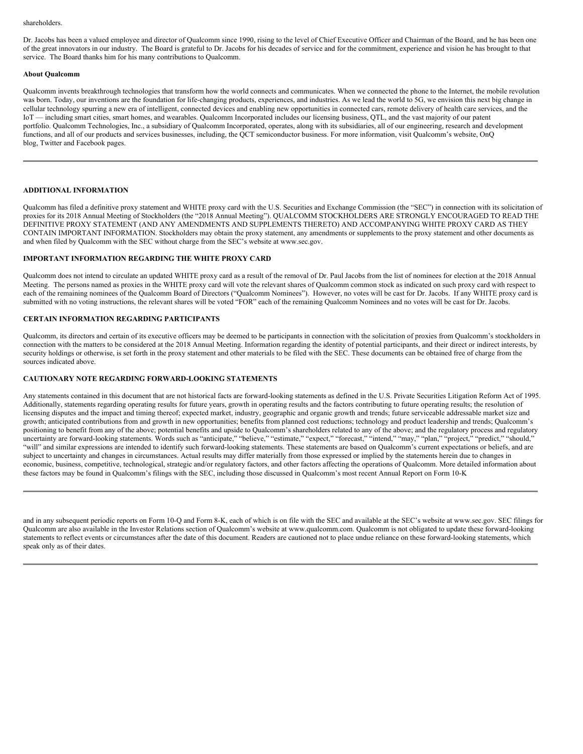shareholders.

Dr. Jacobs has been a valued employee and director of Qualcomm since 1990, rising to the level of Chief Executive Officer and Chairman of the Board, and he has been one of the great innovators in our industry. The Board is grateful to Dr. Jacobs for his decades of service and for the commitment, experience and vision he has brought to that service. The Board thanks him for his many contributions to Qualcomm.

**About Qualcomm**

Qualcomm invents breakthrough technologies that transform how the world connects and communicates. When we connected the phone to the Internet, the mobile revolution was born. Today, our inventions are the foundation for life-changing products, experiences, and industries. As we lead the world to 5G, we envision this next big change in cellular technology spurring a new era of intelligent, connected devices and enabling new opportunities in connected cars, remote delivery of health care services, and the IoT — including smart cities, smart homes, and wearables. Qualcomm Incorporated includes our licensing business, QTL, and the vast majority of our patent portfolio. Qualcomm Technologies, Inc., a subsidiary of Qualcomm Incorporated, operates, along with its subsidiaries, all of our engineering, research and development functions, and all of our products and services businesses, including, the QCT semiconductor business. For more information, visit Qualcomm's website, OnQ blog, Twitter and Facebook pages.

---

**ADDITIONAL INFORMATION**

Qualcomm has filed a definitive proxy statement and WHITE proxy card with the U.S. Securities and Exchange Commission (the "SEC") in connection with its solicitation of proxies for its 2018 Annual Meeting of Stockholders (the "2018 Annual Meeting"). QUALCOMM STOCKHOLDERS ARE STRONGLY ENCOURAGED TO READ THE DEFINITIVE PROXY STATEMENT (AND ANY AMENDMENTS AND SUPPLEMENTS THERETO) AND ACCOMPANYING WHITE PROXY CARD AS THEY CONTAIN IMPORTANT INFORMATION. Stockholders may obtain the proxy statement, any amendments or supplements to the proxy statement and other documents as and when filed by Qualcomm with the SEC without charge from the SEC's website at www.sec.gov.

**IMPORTANT INFORMATION REGARDING THE WHITE PROXY CARD**

Qualcomm does not intend to circulate an updated WHITE proxy card as a result of the removal of Dr. Paul Jacobs from the list of nominees for election at the 2018 Annual Meeting. The persons named as proxies in the WHITE proxy card will vote the relevant shares of Qualcomm common stock as indicated on such proxy card with respect to each of the remaining nominees of the Qualcomm Board of Directors ("Qualcomm Nominees"). However, no votes will be cast for Dr. Jacobs. If any WHITE proxy card is submitted with no voting instructions, the relevant shares will be voted "FOR" each of the remaining Qualcomm Nominees and no votes will be cast for Dr. Jacobs.

**CERTAIN INFORMATION REGARDING PARTICIPANTS**

Qualcomm, its directors and certain of its executive officers may be deemed to be participants in connection with the solicitation of proxies from Qualcomm's stockholders in connection with the matters to be considered at the 2018 Annual Meeting. Information regarding the identity of potential participants, and their direct or indirect interests, by security holdings or otherwise, is set forth in the proxy statement and other materials to be filed with the SEC. These documents can be obtained free of charge from the sources indicated above.

**CAUTIONARY NOTE REGARDING FORWARD-LOOKING STATEMENTS**

Any statements contained in this document that are not historical facts are forward-looking statements as defined in the U.S. Private Securities Litigation Reform Act of 1995. Additionally, statements regarding operating results for future years, growth in operating results and the factors contributing to future operating results; the resolution of licensing disputes and the impact and timing thereof; expected market, industry, geographic and organic growth and trends; future serviceable addressable market size and growth; anticipated contributions from and growth in new opportunities; benefits from planned cost reductions; technology and product leadership and trends; Qualcomm's positioning to benefit from any of the above; potential benefits and upside to Qualcomm's shareholders related to any of the above; and the regulatory process and regulatory uncertainty are forward-looking statements. Words such as "anticipate," "believe," "estimate," "expect," "forecast," "intend," "may," "plan," "project," "predict," "should," "will" and similar expressions are intended to identify such forward-looking statements. These statements are based on Qualcomm's current expectations or beliefs, and are subject to uncertainty and changes in circumstances. Actual results may differ materially from those expressed or implied by the statements herein due to changes in economic, business, competitive, technological, strategic and/or regulatory factors, and other factors affecting the operations of Qualcomm. More detailed information about these factors may be found in Qualcomm's filings with the SEC, including those discussed in Qualcomm's most recent Annual Report on Form 10-K and in any subsequent periodic reports on Form 10-Q and Form 8-K, each of which is on file with the SEC and available at the SEC's website at www.sec.gov. SEC filings for Qualcomm are also available in the Investor Relations section of Qualcomm's website at www.qualcomm.com. Qualcomm is not obligated to update these forward-looking statements to reflect events or circumstances after the date of this document. Readers are cautioned not to place undue reliance on these forward-looking statements, which speak only as of their dates.